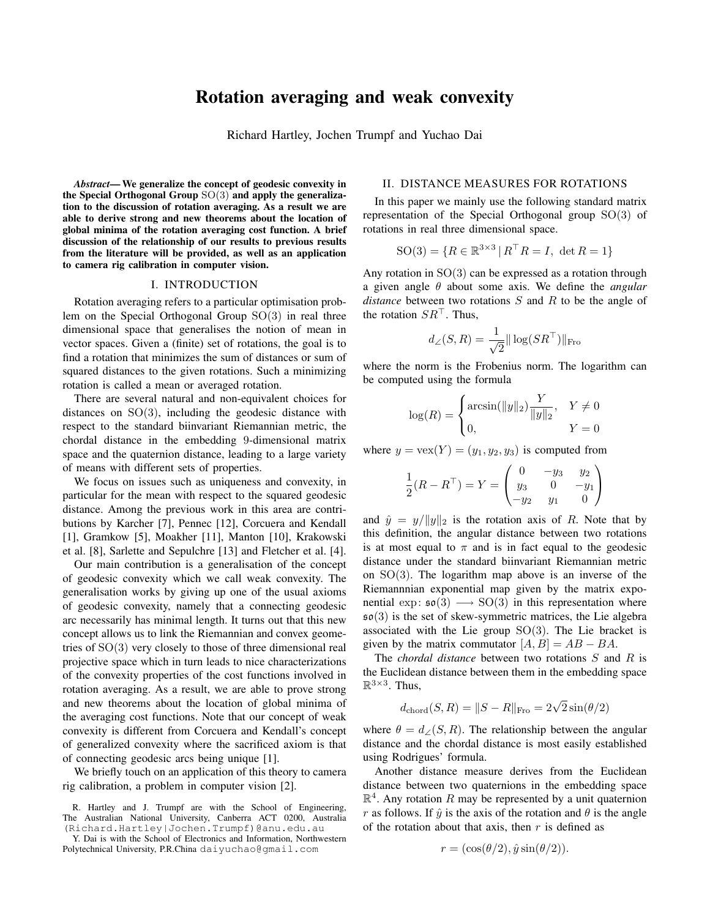# Rotation averaging and weak convexity

Richard Hartley, Jochen Trumpf and Yuchao Dai

***Abstract*— We generalize the concept of geodesic convexity in the Special Orthogonal Group $\mathrm{SO}(3)$ and apply the generalization to the discussion of rotation averaging. As a result we are able to derive strong and new theorems about the location of global minima of the rotation averaging cost function. A brief discussion of the relationship of our results to previous results from the literature will be provided, as well as an application to camera rig calibration in computer vision.**

## I. INTRODUCTION

Rotation averaging refers to a particular optimisation problem on the Special Orthogonal Group $\mathrm{SO}(3)$ in real three dimensional space that generalises the notion of mean in vector spaces. Given a (finite) set of rotations, the goal is to find a rotation that minimizes the sum of distances or sum of squared distances to the given rotations. Such a minimizing rotation is called a mean or averaged rotation.

There are several natural and non-equivalent choices for distances on $\mathrm{SO}(3)$, including the geodesic distance with respect to the standard biinvariant Riemannian metric, the chordal distance in the embedding 9-dimensional matrix space and the quaternion distance, leading to a large variety of means with different sets of properties.

We focus on issues such as uniqueness and convexity, in particular for the mean with respect to the squared geodesic distance. Among the previous work in this area are contributions by Karcher [7], Pennec [12], Corcuera and Kendall [1], Gramkow [5], Moakher [11], Manton [10], Krakowski et al. [8], Sarlette and Sepulchre [13] and Fletcher et al. [4].

Our main contribution is a generalisation of the concept of geodesic convexity which we call weak convexity. The generalisation works by giving up one of the usual axioms of geodesic convexity, namely that a connecting geodesic arc necessarily has minimal length. It turns out that this new concept allows us to link the Riemannian and convex geometries of $\mathrm{SO}(3)$ very closely to those of three dimensional real projective space which in turn leads to nice characterizations of the convexity properties of the cost functions involved in rotation averaging. As a result, we are able to prove strong and new theorems about the location of global minima of the averaging cost functions. Note that our concept of weak convexity is different from Corcuera and Kendall's concept of generalized convexity where the sacrificed axiom is that of connecting geodesic arcs being unique [1].

We briefly touch on an application of this theory to camera rig calibration, a problem in computer vision [2].

R. Hartley and J. Trumpf are with the School of Engineering, The Australian National University, Canberra ACT 0200, Australia (Richard.Hartley|Jochen.Trumpf)@anu.edu.au

Y. Dai is with the School of Electronics and Information, Northwestern Polytechnical University, P.R.China daiyuchao@gmail.com

## II. DISTANCE MEASURES FOR ROTATIONS

In this paper we mainly use the following standard matrix representation of the Special Orthogonal group $\mathrm{SO}(3)$ of rotations in real three dimensional space.

$$\mathrm{SO}(3) = \{R \in \mathbb{R}^{3\times 3} \mid R^\top R = I,\ \det R = 1\}$$

Any rotation in $\mathrm{SO}(3)$ can be expressed as a rotation through a given angle $\theta$ about some axis. We define the *angular distance* between two rotations $S$ and $R$ to be the angle of the rotation $SR^\top$. Thus,

$$d_\angle(S, R) = \frac{1}{\sqrt{2}} \|\log(SR^\top)\|_{\mathrm{Fro}}$$

where the norm is the Frobenius norm. The logarithm can be computed using the formula

$$\log(R) = \begin{cases} \arcsin(\|y\|_2)\dfrac{Y}{\|y\|_2}, & Y \neq 0 \\ 0, & Y = 0 \end{cases}$$

where $y = \mathrm{vex}(Y) = (y_1, y_2, y_3)$ is computed from

$$\frac{1}{2}(R - R^\top) = Y = \begin{pmatrix} 0 & -y_3 & y_2 \\ y_3 & 0 & -y_1 \\ -y_2 & y_1 & 0 \end{pmatrix}$$

and $\hat{y} = y/\|y\|_2$ is the rotation axis of $R$. Note that by this definition, the angular distance between two rotations is at most equal to $\pi$ and is in fact equal to the geodesic distance under the standard biinvariant Riemannian metric on $\mathrm{SO}(3)$. The logarithm map above is an inverse of the Riemannnian exponential map given by the matrix exponential $\exp\colon \mathfrak{so}(3) \longrightarrow \mathrm{SO}(3)$ in this representation where $\mathfrak{so}(3)$ is the set of skew-symmetric matrices, the Lie algebra associated with the Lie group $\mathrm{SO}(3)$. The Lie bracket is given by the matrix commutator $[A, B] = AB - BA$.

The *chordal distance* between two rotations $S$ and $R$ is the Euclidean distance between them in the embedding space $\mathbb{R}^{3\times 3}$. Thus,

$$d_{\mathrm{chord}}(S, R) = \|S - R\|_{\mathrm{Fro}} = 2\sqrt{2}\sin(\theta/2)$$

where $\theta = d_\angle(S, R)$. The relationship between the angular distance and the chordal distance is most easily established using Rodrigues' formula.

Another distance measure derives from the Euclidean distance between two quaternions in the embedding space $\mathbb{R}^4$. Any rotation $R$ may be represented by a unit quaternion $r$ as follows. If $\hat{y}$ is the axis of the rotation and $\theta$ is the angle of the rotation about that axis, then $r$ is defined as

$$r = (\cos(\theta/2), \hat{y}\sin(\theta/2)).$$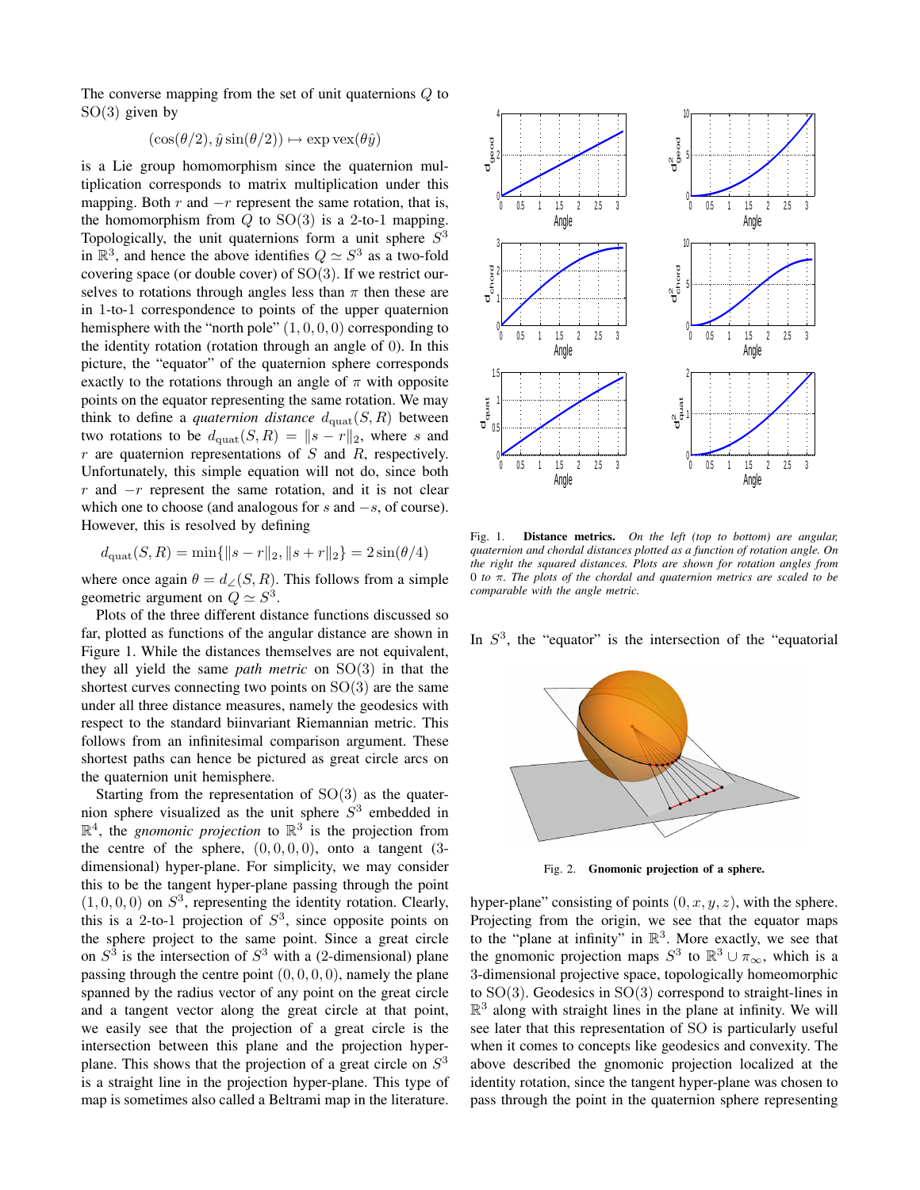The converse mapping from the set of unit quaternions $Q$ to $\mathrm{SO}(3)$ given by

$$(\cos(\theta/2), \hat{y}\sin(\theta/2)) \mapsto \exp\mathrm{vex}(\theta\hat{y})$$

is a Lie group homomorphism since the quaternion multiplication corresponds to matrix multiplication under this mapping. Both $r$ and $-r$ represent the same rotation, that is, the homomorphism from $Q$ to $\mathrm{SO}(3)$ is a 2-to-1 mapping. Topologically, the unit quaternions form a unit sphere $S^3$ in $\mathbb{R}^3$, and hence the above identifies $Q \simeq S^3$ as a two-fold covering space (or double cover) of $\mathrm{SO}(3)$. If we restrict ourselves to rotations through angles less than $\pi$ then these are in 1-to-1 correspondence to points of the upper quaternion hemisphere with the "north pole" $(1, 0, 0, 0)$ corresponding to the identity rotation (rotation through an angle of 0). In this picture, the "equator" of the quaternion sphere corresponds exactly to the rotations through an angle of $\pi$ with opposite points on the equator representing the same rotation. We may think to define a *quaternion distance* $d_{\mathrm{quat}}(S, R)$ between two rotations to be $d_{\mathrm{quat}}(S, R) = \|s - r\|_2$, where $s$ and $r$ are quaternion representations of $S$ and $R$, respectively. Unfortunately, this simple equation will not do, since both $r$ and $-r$ represent the same rotation, and it is not clear which one to choose (and analogous for $s$ and $-s$, of course). However, this is resolved by defining

$$d_{\mathrm{quat}}(S, R) = \min\{\|s - r\|_2, \|s + r\|_2\} = 2\sin(\theta/4)$$

where once again $\theta = d_{\angle}(S, R)$. This follows from a simple geometric argument on $Q \simeq S^3$.

Plots of the three different distance functions discussed so far, plotted as functions of the angular distance are shown in Figure 1. While the distances themselves are not equivalent, they all yield the same *path metric* on $\mathrm{SO}(3)$ in that the shortest curves connecting two points on $\mathrm{SO}(3)$ are the same under all three distance measures, namely the geodesics with respect to the standard biinvariant Riemannian metric. This follows from an infinitesimal comparison argument. These shortest paths can hence be pictured as great circle arcs on the quaternion unit hemisphere.

Starting from the representation of $\mathrm{SO}(3)$ as the quaternion sphere visualized as the unit sphere $S^3$ embedded in $\mathbb{R}^4$, the *gnomonic projection* to $\mathbb{R}^3$ is the projection from the centre of the sphere, $(0, 0, 0, 0)$, onto a tangent (3-dimensional) hyper-plane. For simplicity, we may consider this to be the tangent hyper-plane passing through the point $(1, 0, 0, 0)$ on $S^3$, representing the identity rotation. Clearly, this is a 2-to-1 projection of $S^3$, since opposite points on the sphere project to the same point. Since a great circle on $S^3$ is the intersection of $S^3$ with a (2-dimensional) plane passing through the centre point $(0, 0, 0, 0)$, namely the plane spanned by the radius vector of any point on the great circle and a tangent vector along the great circle at that point, we easily see that the projection of a great circle is the intersection between this plane and the projection hyper-plane. This shows that the projection of a great circle on $S^3$ is a straight line in the projection hyper-plane. This type of map is sometimes also called a Beltrami map in the literature.

Fig. 1. **Distance metrics.** *On the left (top to bottom) are angular, quaternion and chordal distances plotted as a function of rotation angle. On the right the squared distances. Plots are shown for rotation angles from 0 to $\pi$. The plots of the chordal and quaternion metrics are scaled to be comparable with the angle metric.*

In $S^3$, the "equator" is the intersection of the "equatorial hyper-plane" consisting of points $(0, x, y, z)$, with the sphere. Projecting from the origin, we see that the equator maps to the "plane at infinity" in $\mathbb{R}^3$. More exactly, we see that the gnomonic projection maps $S^3$ to $\mathbb{R}^3 \cup \pi_\infty$, which is a 3-dimensional projective space, topologically homeomorphic to $\mathrm{SO}(3)$. Geodesics in $\mathrm{SO}(3)$ correspond to straight-lines in $\mathbb{R}^3$ along with straight lines in the plane at infinity. We will see later that this representation of SO is particularly useful when it comes to concepts like geodesics and convexity. The above described the gnomonic projection localized at the identity rotation, since the tangent hyper-plane was chosen to pass through the point in the quaternion sphere representing

Fig. 2. **Gnomonic projection of a sphere.**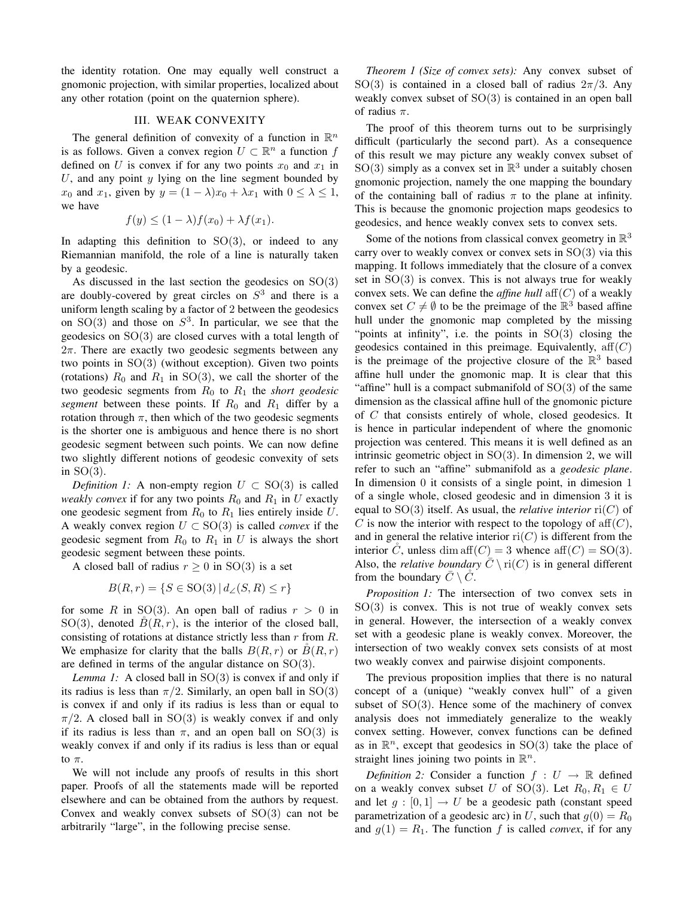the identity rotation. One may equally well construct a gnomonic projection, with similar properties, localized about any other rotation (point on the quaternion sphere).

## III. Weak Convexity

The general definition of convexity of a function in $\mathbb{R}^n$ is as follows. Given a convex region $U \subset \mathbb{R}^n$ a function $f$ defined on $U$ is convex if for any two points $x_0$ and $x_1$ in $U$, and any point $y$ lying on the line segment bounded by $x_0$ and $x_1$, given by $y = (1-\lambda)x_0 + \lambda x_1$ with $0 \leq \lambda \leq 1$, we have

$$f(y) \leq (1-\lambda)f(x_0) + \lambda f(x_1).$$

In adapting this definition to $\mathrm{SO}(3)$, or indeed to any Riemannian manifold, the role of a line is naturally taken by a geodesic.

As discussed in the last section the geodesics on $\mathrm{SO}(3)$ are doubly-covered by great circles on $S^3$ and there is a uniform length scaling by a factor of 2 between the geodesics on $\mathrm{SO}(3)$ and those on $S^3$. In particular, we see that the geodesics on $\mathrm{SO}(3)$ are closed curves with a total length of $2\pi$. There are exactly two geodesic segments between any two points in $\mathrm{SO}(3)$ (without exception). Given two points (rotations) $R_0$ and $R_1$ in $\mathrm{SO}(3)$, we call the shorter of the two geodesic segments from $R_0$ to $R_1$ the *short geodesic segment* between these points. If $R_0$ and $R_1$ differ by a rotation through $\pi$, then which of the two geodesic segments is the shorter one is ambiguous and hence there is no short geodesic segment between such points. We can now define two slightly different notions of geodesic convexity of sets in $\mathrm{SO}(3)$.

*Definition 1:* A non-empty region $U \subset \mathrm{SO}(3)$ is called *weakly convex* if for any two points $R_0$ and $R_1$ in $U$ exactly one geodesic segment from $R_0$ to $R_1$ lies entirely inside $U$. A weakly convex region $U \subset \mathrm{SO}(3)$ is called *convex* if the geodesic segment from $R_0$ to $R_1$ in $U$ is always the short geodesic segment between these points.

A closed ball of radius $r \geq 0$ in $\mathrm{SO}(3)$ is a set

$$B(R,r) = \{S \in \mathrm{SO}(3) \,|\, d_\angle(S,R) \leq r\}$$

for some $R$ in $\mathrm{SO}(3)$. An open ball of radius $r > 0$ in $\mathrm{SO}(3)$, denoted $\mathring{B}(R,r)$, is the interior of the closed ball, consisting of rotations at distance strictly less than $r$ from $R$. We emphasize for clarity that the balls $B(R,r)$ or $\mathring{B}(R,r)$ are defined in terms of the angular distance on $\mathrm{SO}(3)$.

*Lemma 1:* A closed ball in $\mathrm{SO}(3)$ is convex if and only if its radius is less than $\pi/2$. Similarly, an open ball in $\mathrm{SO}(3)$ is convex if and only if its radius is less than or equal to $\pi/2$. A closed ball in $\mathrm{SO}(3)$ is weakly convex if and only if its radius is less than $\pi$, and an open ball on $\mathrm{SO}(3)$ is weakly convex if and only if its radius is less than or equal to $\pi$.

We will not include any proofs of results in this short paper. Proofs of all the statements made will be reported elsewhere and can be obtained from the authors by request. Convex and weakly convex subsets of $\mathrm{SO}(3)$ can not be arbitrarily "large", in the following precise sense.

*Theorem 1 (Size of convex sets):* Any convex subset of $\mathrm{SO}(3)$ is contained in a closed ball of radius $2\pi/3$. Any weakly convex subset of $\mathrm{SO}(3)$ is contained in an open ball of radius $\pi$.

The proof of this theorem turns out to be surprisingly difficult (particularly the second part). As a consequence of this result we may picture any weakly convex subset of $\mathrm{SO}(3)$ simply as a convex set in $\mathbb{R}^3$ under a suitably chosen gnomonic projection, namely the one mapping the boundary of the containing ball of radius $\pi$ to the plane at infinity. This is because the gnomonic projection maps geodesics to geodesics, and hence weakly convex sets to convex sets.

Some of the notions from classical convex geometry in $\mathbb{R}^3$ carry over to weakly convex or convex sets in $\mathrm{SO}(3)$ via this mapping. It follows immediately that the closure of a convex set in $\mathrm{SO}(3)$ is convex. This is not always true for weakly convex sets. We can define the *affine hull* $\mathrm{aff}(C)$ of a weakly convex set $C \neq \emptyset$ to be the preimage of the $\mathbb{R}^3$ based affine hull under the gnomonic map completed by the missing "points at infinity", i.e. the points in $\mathrm{SO}(3)$ closing the geodesics contained in this preimage. Equivalently, $\mathrm{aff}(C)$ is the preimage of the projective closure of the $\mathbb{R}^3$ based affine hull under the gnomonic map. It is clear that this "affine" hull is a compact submanifold of $\mathrm{SO}(3)$ of the same dimension as the classical affine hull of the gnomonic picture of $C$ that consists entirely of whole, closed geodesics. It is hence in particular independent of where the gnomonic projection was centered. This means it is well defined as an intrinsic geometric object in $\mathrm{SO}(3)$. In dimension 2, we will refer to such an "affine" submanifold as a *geodesic plane*. In dimension 0 it consists of a single point, in dimesion 1 of a single whole, closed geodesic and in dimension 3 it is equal to $\mathrm{SO}(3)$ itself. As usual, the *relative interior* $\mathrm{ri}(C)$ of $C$ is now the interior with respect to the topology of $\mathrm{aff}(C)$, and in general the relative interior $\mathrm{ri}(C)$ is different from the interior $\mathring{C}$, unless $\dim \mathrm{aff}(C) = 3$ whence $\mathrm{aff}(C) = \mathrm{SO}(3)$. Also, the *relative boundary* $\bar{C} \setminus \mathrm{ri}(C)$ is in general different from the boundary $\bar{C} \setminus \mathring{C}$.

*Proposition 1:* The intersection of two convex sets in $\mathrm{SO}(3)$ is convex. This is not true of weakly convex sets in general. However, the intersection of a weakly convex set with a geodesic plane is weakly convex. Moreover, the intersection of two weakly convex sets consists of at most two weakly convex and pairwise disjoint components.

The previous proposition implies that there is no natural concept of a (unique) "weakly convex hull" of a given subset of $\mathrm{SO}(3)$. Hence some of the machinery of convex analysis does not immediately generalize to the weakly convex setting. However, convex functions can be defined as in $\mathbb{R}^n$, except that geodesics in $\mathrm{SO}(3)$ take the place of straight lines joining two points in $\mathbb{R}^n$.

*Definition 2:* Consider a function $f : U \to \mathbb{R}$ defined on a weakly convex subset $U$ of $\mathrm{SO}(3)$. Let $R_0, R_1 \in U$ and let $g : [0,1] \to U$ be a geodesic path (constant speed parametrization of a geodesic arc) in $U$, such that $g(0) = R_0$ and $g(1) = R_1$. The function $f$ is called *convex*, if for any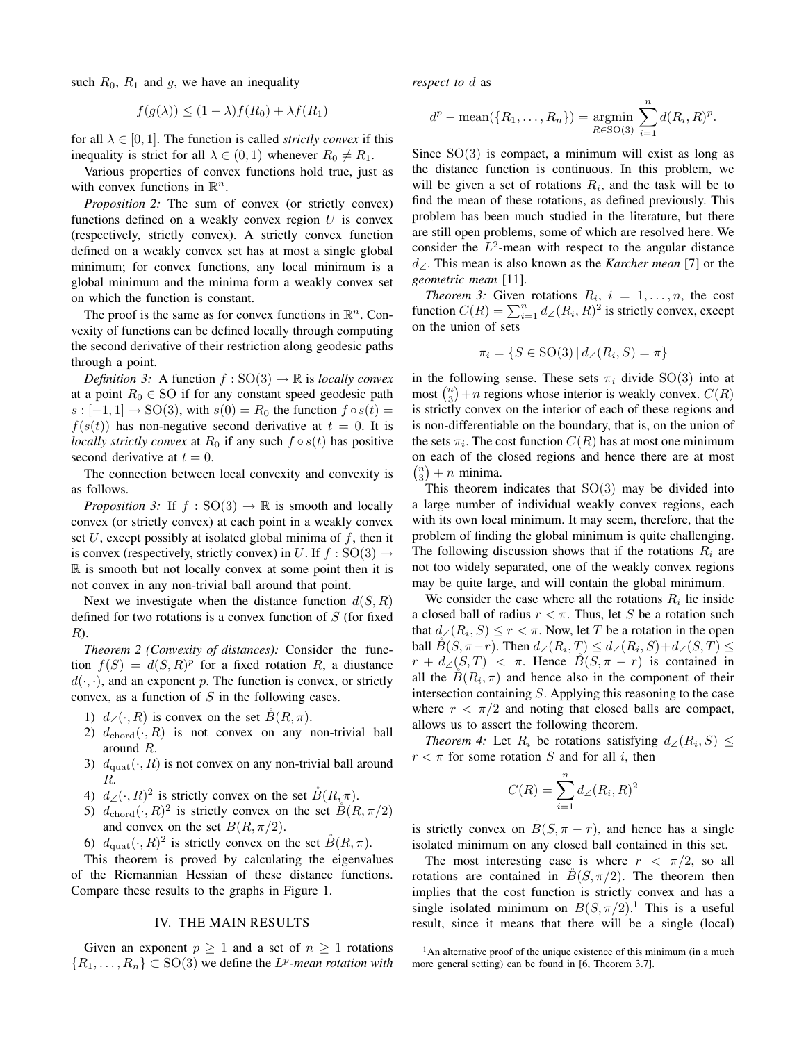such $R_0$, $R_1$ and $g$, we have an inequality

$$f(g(\lambda)) \leq (1-\lambda) f(R_0) + \lambda f(R_1)$$

for all $\lambda \in [0, 1]$. The function is called *strictly convex* if this inequality is strict for all $\lambda \in (0, 1)$ whenever $R_0 \neq R_1$.

Various properties of convex functions hold true, just as with convex functions in $\mathbb{R}^n$.

*Proposition 2:* The sum of convex (or strictly convex) functions defined on a weakly convex region $U$ is convex (respectively, strictly convex). A strictly convex function defined on a weakly convex set has at most a single global minimum; for convex functions, any local minimum is a global minimum and the minima form a weakly convex set on which the function is constant.

The proof is the same as for convex functions in $\mathbb{R}^n$. Convexity of functions can be defined locally through computing the second derivative of their restriction along geodesic paths through a point.

*Definition 3:* A function $f : \mathrm{SO}(3) \to \mathbb{R}$ is *locally convex* at a point $R_0 \in \mathrm{SO}$ if for any constant speed geodesic path $s : [-1, 1] \to \mathrm{SO}(3)$, with $s(0) = R_0$ the function $f \circ s(t) = f(s(t))$ has non-negative second derivative at $t = 0$. It is *locally strictly convex* at $R_0$ if any such $f \circ s(t)$ has positive second derivative at $t = 0$.

The connection between local convexity and convexity is as follows.

*Proposition 3:* If $f : \mathrm{SO}(3) \to \mathbb{R}$ is smooth and locally convex (or strictly convex) at each point in a weakly convex set $U$, except possibly at isolated global minima of $f$, then it is convex (respectively, strictly convex) in $U$. If $f : \mathrm{SO}(3) \to \mathbb{R}$ is smooth but not locally convex at some point then it is not convex in any non-trivial ball around that point.

Next we investigate when the distance function $d(S, R)$ defined for two rotations is a convex function of $S$ (for fixed $R$).

*Theorem 2 (Convexity of distances):* Consider the function $f(S) = d(S, R)^p$ for a fixed rotation $R$, a diustance $d(\cdot, \cdot)$, and an exponent $p$. The function is convex, or strictly convex, as a function of $S$ in the following cases.

1) $d_\angle(\cdot, R)$ is convex on the set $\mathring{B}(R, \pi)$.
2) $d_{\mathrm{chord}}(\cdot, R)$ is not convex on any non-trivial ball around $R$.
3) $d_{\mathrm{quat}}(\cdot, R)$ is not convex on any non-trivial ball around $R$.
4) $d_\angle(\cdot, R)^2$ is strictly convex on the set $\mathring{B}(R, \pi)$.
5) $d_{\mathrm{chord}}(\cdot, R)^2$ is strictly convex on the set $\mathring{B}(R, \pi/2)$ and convex on the set $B(R, \pi/2)$.
6) $d_{\mathrm{quat}}(\cdot, R)^2$ is strictly convex on the set $\mathring{B}(R, \pi)$.

This theorem is proved by calculating the eigenvalues of the Riemannian Hessian of these distance functions. Compare these results to the graphs in Figure 1.

## IV. THE MAIN RESULTS

Given an exponent $p \geq 1$ and a set of $n \geq 1$ rotations $\{R_1, \ldots, R_n\} \subset \mathrm{SO}(3)$ we define the *$L^p$-mean rotation with respect to* $d$ as

$$d^p - \mathrm{mean}(\{R_1, \ldots, R_n\}) = \operatorname*{argmin}_{R \in \mathrm{SO}(3)} \sum_{i=1}^{n} d(R_i, R)^p.$$

Since $\mathrm{SO}(3)$ is compact, a minimum will exist as long as the distance function is continuous. In this problem, we will be given a set of rotations $R_i$, and the task will be to find the mean of these rotations, as defined previously. This problem has been much studied in the literature, but there are still open problems, some of which are resolved here. We consider the $L^2$-mean with respect to the angular distance $d_\angle$. This mean is also known as the *Karcher mean* [7] or the *geometric mean* [11].

*Theorem 3:* Given rotations $R_i$, $i = 1, \ldots, n$, the cost function $C(R) = \sum_{i=1}^{n} d_\angle(R_i, R)^2$ is strictly convex, except on the union of sets

$$\pi_i = \{S \in \mathrm{SO}(3) \mid d_\angle(R_i, S) = \pi\}$$

in the following sense. These sets $\pi_i$ divide $\mathrm{SO}(3)$ into at most $\binom{n}{3} + n$ regions whose interior is weakly convex. $C(R)$ is strictly convex on the interior of each of these regions and is non-differentiable on the boundary, that is, on the union of the sets $\pi_i$. The cost function $C(R)$ has at most one minimum on each of the closed regions and hence there are at most $\binom{n}{3} + n$ minima.

This theorem indicates that $\mathrm{SO}(3)$ may be divided into a large number of individual weakly convex regions, each with its own local minimum. It may seem, therefore, that the problem of finding the global minimum is quite challenging. The following discussion shows that if the rotations $R_i$ are not too widely separated, one of the weakly convex regions may be quite large, and will contain the global minimum.

We consider the case where all the rotations $R_i$ lie inside a closed ball of radius $r < \pi$. Thus, let $S$ be a rotation such that $d_\angle(R_i, S) \leq r < \pi$. Now, let $T$ be a rotation in the open ball $\mathring{B}(S, \pi - r)$. Then $d_\angle(R_i, T) \leq d_\angle(R_i, S) + d_\angle(S, T) \leq r + d_\angle(S, T) < \pi$. Hence $\mathring{B}(S, \pi - r)$ is contained in all the $\mathring{B}(R_i, \pi)$ and hence also in the component of their intersection containing $S$. Applying this reasoning to the case where $r < \pi/2$ and noting that closed balls are compact, allows us to assert the following theorem.

*Theorem 4:* Let $R_i$ be rotations satisfying $d_\angle(R_i, S) \leq r < \pi$ for some rotation $S$ and for all $i$, then

$$C(R) = \sum_{i=1}^{n} d_\angle(R_i, R)^2$$

is strictly convex on $\mathring{B}(S, \pi - r)$, and hence has a single isolated minimum on any closed ball contained in this set.

The most interesting case is where $r < \pi/2$, so all rotations are contained in $\mathring{B}(S, \pi/2)$. The theorem then implies that the cost function is strictly convex and has a single isolated minimum on $B(S, \pi/2)$.[1] This is a useful result, since it means that there will be a single (local)

[1] An alternative proof of the unique existence of this minimum (in a much more general setting) can be found in [6, Theorem 3.7].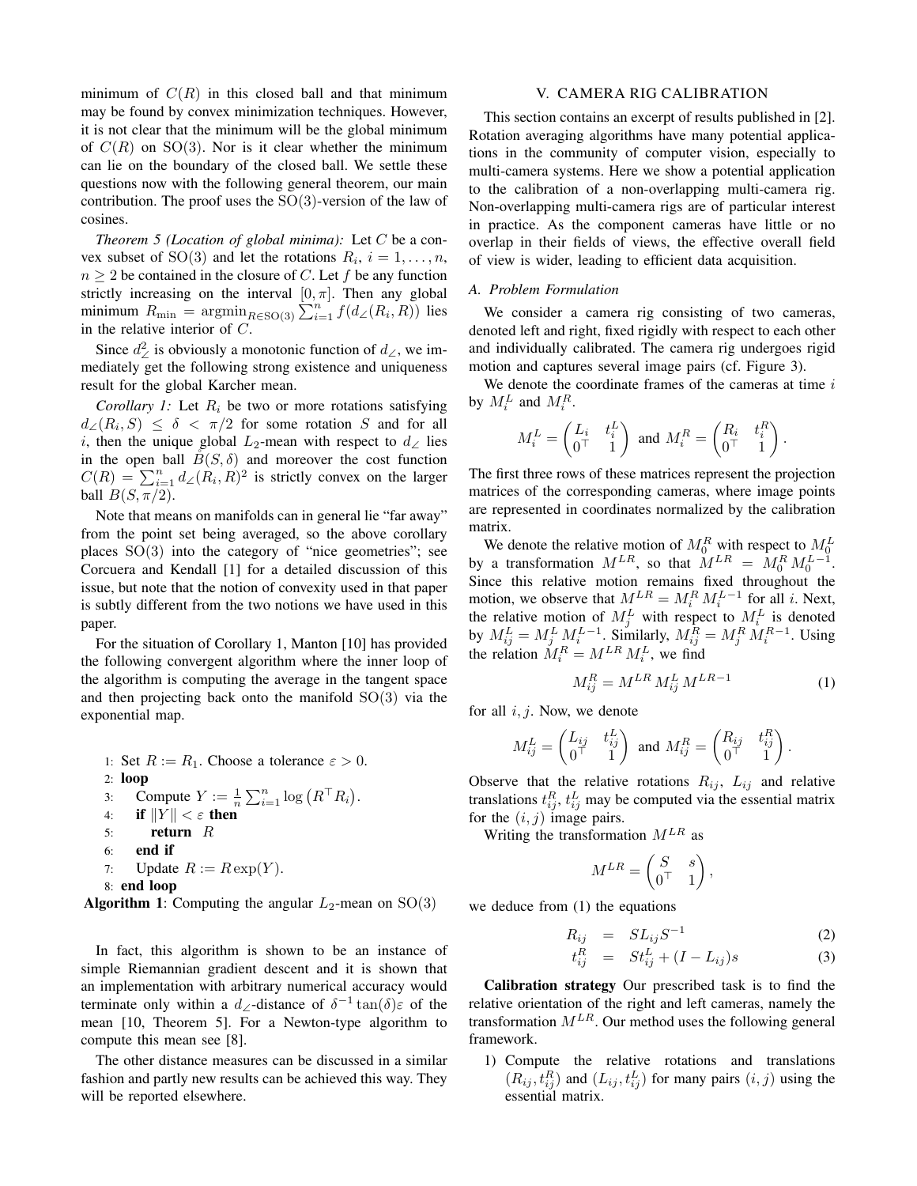minimum of $C(R)$ in this closed ball and that minimum may be found by convex minimization techniques. However, it is not clear that the minimum will be the global minimum of $C(R)$ on $\mathrm{SO}(3)$. Nor is it clear whether the minimum can lie on the boundary of the closed ball. We settle these questions now with the following general theorem, our main contribution. The proof uses the $\mathrm{SO}(3)$-version of the law of cosines.

*Theorem 5 (Location of global minima):* Let $C$ be a convex subset of $\mathrm{SO}(3)$ and let the rotations $R_i$, $i = 1, \ldots, n$, $n \geq 2$ be contained in the closure of $C$. Let $f$ be any function strictly increasing on the interval $[0, \pi]$. Then any global minimum $R_{\min} = \operatorname{argmin}_{R \in \mathrm{SO}(3)} \sum_{i=1}^{n} f(d_\angle(R_i, R))$ lies in the relative interior of $C$.

Since $d_\angle^2$ is obviously a monotonic function of $d_\angle$, we immediately get the following strong existence and uniqueness result for the global Karcher mean.

*Corollary 1:* Let $R_i$ be two or more rotations satisfying $d_\angle(R_i, S) \leq \delta < \pi/2$ for some rotation $S$ and for all $i$, then the unique global $L_2$-mean with respect to $d_\angle$ lies in the open ball $B(S, \delta)$ and moreover the cost function $C(R) = \sum_{i=1}^{n} d_\angle(R_i, R)^2$ is strictly convex on the larger ball $B(S, \pi/2)$.

Note that means on manifolds can in general lie "far away" from the point set being averaged, so the above corollary places $\mathrm{SO}(3)$ into the category of "nice geometries"; see Corcuera and Kendall [1] for a detailed discussion of this issue, but note that the notion of convexity used in that paper is subtly different from the two notions we have used in this paper.

For the situation of Corollary 1, Manton [10] has provided the following convergent algorithm where the inner loop of the algorithm is computing the average in the tangent space and then projecting back onto the manifold $\mathrm{SO}(3)$ via the exponential map.

1: Set $R := R_1$. Choose a tolerance $\varepsilon > 0$.
2: **loop**
3: Compute $Y := \frac{1}{n} \sum_{i=1}^{n} \log\left(R^\top R_i\right)$.
4: **if** $\|Y\| < \varepsilon$ **then**
5: **return** $R$
6: **end if**
7: Update $R := R \exp(Y)$.
8: **end loop**

**Algorithm 1**: Computing the angular $L_2$-mean on $\mathrm{SO}(3)$

In fact, this algorithm is shown to be an instance of simple Riemannian gradient descent and it is shown that an implementation with arbitrary numerical accuracy would terminate only within a $d_\angle$-distance of $\delta^{-1} \tan(\delta) \varepsilon$ of the mean [10, Theorem 5]. For a Newton-type algorithm to compute this mean see [8].

The other distance measures can be discussed in a similar fashion and partly new results can be achieved this way. They will be reported elsewhere.

## V. CAMERA RIG CALIBRATION

This section contains an excerpt of results published in [2]. Rotation averaging algorithms have many potential applications in the community of computer vision, especially to multi-camera systems. Here we show a potential application to the calibration of a non-overlapping multi-camera rig. Non-overlapping multi-camera rigs are of particular interest in practice. As the component cameras have little or no overlap in their fields of views, the effective overall field of view is wider, leading to efficient data acquisition.

### A. Problem Formulation

We consider a camera rig consisting of two cameras, denoted left and right, fixed rigidly with respect to each other and individually calibrated. The camera rig undergoes rigid motion and captures several image pairs (cf. Figure 3).

We denote the coordinate frames of the cameras at time $i$ by $M_i^L$ and $M_i^R$.

$$M_i^L = \begin{pmatrix} L_i & t_i^L \\ 0^\top & 1 \end{pmatrix} \text{ and } M_i^R = \begin{pmatrix} R_i & t_i^R \\ 0^\top & 1 \end{pmatrix}.$$

The first three rows of these matrices represent the projection matrices of the corresponding cameras, where image points are represented in coordinates normalized by the calibration matrix.

We denote the relative motion of $M_0^R$ with respect to $M_0^L$ by a transformation $M^{LR}$, so that $M^{LR} = M_0^R \, M_0^{L-1}$. Since this relative motion remains fixed throughout the motion, we observe that $M^{LR} = M_i^R \, M_i^{L-1}$ for all $i$. Next, the relative motion of $M_j^L$ with respect to $M_i^L$ is denoted by $M_{ij}^L = M_j^L \, M_i^{L-1}$. Similarly, $M_{ij}^R = M_j^R \, M_i^{R-1}$. Using the relation $M_i^R = M^{LR} \, M_i^L$, we find

$$M_{ij}^R = M^{LR} \, M_{ij}^L \, M^{LR-1} \tag{1}$$

for all $i, j$. Now, we denote

$$M_{ij}^L = \begin{pmatrix} L_{ij} & t_{ij}^L \\ 0^\top & 1 \end{pmatrix} \text{ and } M_{ij}^R = \begin{pmatrix} R_{ij} & t_{ij}^R \\ 0^\top & 1 \end{pmatrix}.$$

Observe that the relative rotations $R_{ij}$, $L_{ij}$ and relative translations $t_{ij}^R$, $t_{ij}^L$ may be computed via the essential matrix for the $(i, j)$ image pairs.

Writing the transformation $M^{LR}$ as

$$M^{LR} = \begin{pmatrix} S & s \\ 0^\top & 1 \end{pmatrix},$$

we deduce from (1) the equations

$$R_{ij} = S L_{ij} S^{-1} \tag{2}$$

$$t_{ij}^R = S t_{ij}^L + (I - L_{ij}) s \tag{3}$$

**Calibration strategy** Our prescribed task is to find the relative orientation of the right and left cameras, namely the transformation $M^{LR}$. Our method uses the following general framework.

1) Compute the relative rotations and translations $(R_{ij}, t_{ij}^R)$ and $(L_{ij}, t_{ij}^L)$ for many pairs $(i, j)$ using the essential matrix.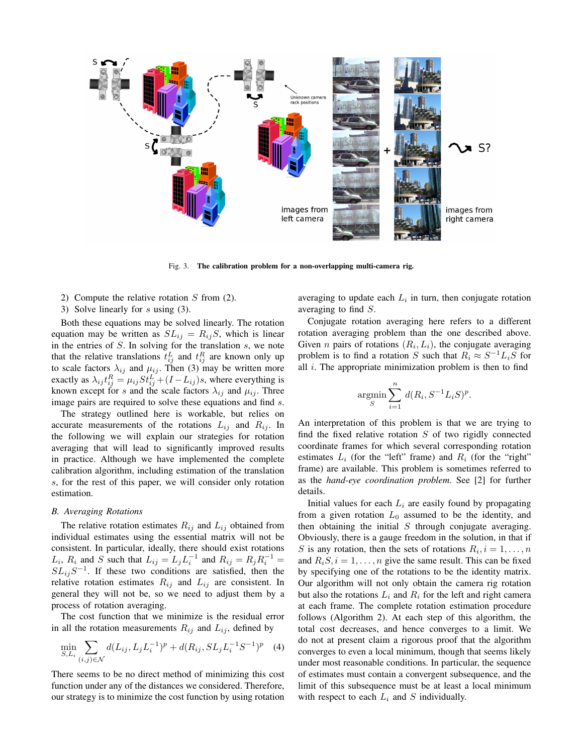Fig. 3. **The calibration problem for a non-overlapping multi-camera rig.**

2) Compute the relative rotation $S$ from (2).
3) Solve linearly for $s$ using (3).

Both these equations may be solved linearly. The rotation equation may be written as $SL_{ij} = R_{ij}S$, which is linear in the entries of $S$. In solving for the translation $s$, we note that the relative translations $t_{ij}^L$ and $t_{ij}^R$ are known only up to scale factors $\lambda_{ij}$ and $\mu_{ij}$. Then (3) may be written more exactly as $\lambda_{ij}t_{ij}^R = \mu_{ij}St_{ij}^L + (I - L_{ij})s$, where everything is known except for $s$ and the scale factors $\lambda_{ij}$ and $\mu_{ij}$. Three image pairs are required to solve these equations and find $s$.

The strategy outlined here is workable, but relies on accurate measurements of the rotations $L_{ij}$ and $R_{ij}$. In the following we will explain our strategies for rotation averaging that will lead to significantly improved results in practice. Although we have implemented the complete calibration algorithm, including estimation of the translation $s$, for the rest of this paper, we will consider only rotation estimation.

### B. Averaging Rotations

The relative rotation estimates $R_{ij}$ and $L_{ij}$ obtained from individual estimates using the essential matrix will not be consistent. In particular, ideally, there should exist rotations $L_i$, $R_i$ and $S$ such that $L_{ij} = L_jL_i^{-1}$ and $R_{ij} = R_jR_i^{-1} = SL_{ij}S^{-1}$. If these two conditions are satisfied, then the relative rotation estimates $R_{ij}$ and $L_{ij}$ are consistent. In general they will not be, so we need to adjust them by a process of rotation averaging.

The cost function that we minimize is the residual error in all the rotation measurements $R_{ij}$ and $L_{ij}$, defined by

$$\min_{S,L_i} \sum_{(i,j)\in\mathcal{N}} d(L_{ij}, L_jL_i^{-1})^p + d(R_{ij}, SL_jL_i^{-1}S^{-1})^p \quad (4)$$

There seems to be no direct method of minimizing this cost function under any of the distances we considered. Therefore, our strategy is to minimize the cost function by using rotation averaging to update each $L_i$ in turn, then conjugate rotation averaging to find $S$.

Conjugate rotation averaging here refers to a different rotation averaging problem than the one described above. Given $n$ pairs of rotations $(R_i, L_i)$, the conjugate averaging problem is to find a rotation $S$ such that $R_i \approx S^{-1}L_iS$ for all $i$. The appropriate minimization problem is then to find

$$\operatorname*{argmin}_S \sum_{i=1}^{n} d(R_i, S^{-1}L_iS)^p .$$

An interpretation of this problem is that we are trying to find the fixed relative rotation $S$ of two rigidly connected coordinate frames for which several corresponding rotation estimates $L_i$ (for the "left" frame) and $R_i$ (for the "right" frame) are available. This problem is sometimes referred to as the *hand-eye coordination problem*. See [2] for further details.

Initial values for each $L_i$ are easily found by propagating from a given rotation $L_0$ assumed to be the identity, and then obtaining the initial $S$ through conjugate averaging. Obviously, there is a gauge freedom in the solution, in that if $S$ is any rotation, then the sets of rotations $R_i, i = 1, \ldots, n$ and $R_iS, i = 1, \ldots, n$ give the same result. This can be fixed by specifying one of the rotations to be the identity matrix. Our algorithm will not only obtain the camera rig rotation but also the rotations $L_i$ and $R_i$ for the left and right camera at each frame. The complete rotation estimation procedure follows (Algorithm 2). At each step of this algorithm, the total cost decreases, and hence converges to a limit. We do not at present claim a rigorous proof that the algorithm converges to even a local minimum, though that seems likely under most reasonable conditions. In particular, the sequence of estimates must contain a convergent subsequence, and the limit of this subsequence must be at least a local minimum with respect to each $L_i$ and $S$ individually.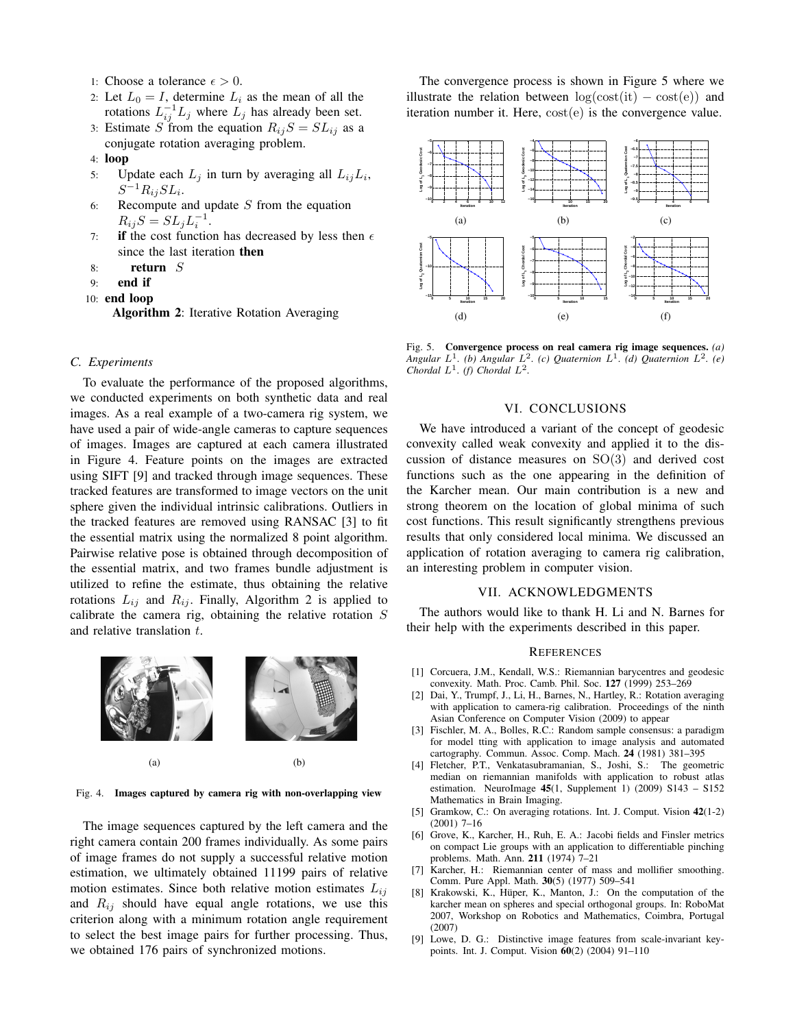1: Choose a tolerance $\epsilon > 0$.
2: Let $L_0 = I$, determine $L_i$ as the mean of all the rotations $L_{ij}^{-1} L_j$ where $L_j$ has already been set.
3: Estimate $S$ from the equation $R_{ij} S = S L_{ij}$ as a conjugate rotation averaging problem.
4: **loop**
5: Update each $L_j$ in turn by averaging all $L_{ij} L_i$, $S^{-1} R_{ij} S L_i$.
6: Recompute and update $S$ from the equation $R_{ij} S = S L_j L_i^{-1}$.
7: **if** the cost function has decreased by less then $\epsilon$ since the last iteration **then**
8: **return** $S$
9: **end if**
10: **end loop**

**Algorithm 2**: Iterative Rotation Averaging

### C. Experiments

To evaluate the performance of the proposed algorithms, we conducted experiments on both synthetic data and real images. As a real example of a two-camera rig system, we have used a pair of wide-angle cameras to capture sequences of images. Images are captured at each camera illustrated in Figure 4. Feature points on the images are extracted using SIFT [9] and tracked through image sequences. These tracked features are transformed to image vectors on the unit sphere given the individual intrinsic calibrations. Outliers in the tracked features are removed using RANSAC [3] to fit the essential matrix using the normalized 8 point algorithm. Pairwise relative pose is obtained through decomposition of the essential matrix, and two frames bundle adjustment is utilized to refine the estimate, thus obtaining the relative rotations $L_{ij}$ and $R_{ij}$. Finally, Algorithm 2 is applied to calibrate the camera rig, obtaining the relative rotation $S$ and relative translation $t$.

(a) (b)

Fig. 4. **Images captured by camera rig with non-overlapping view**

The image sequences captured by the left camera and the right camera contain 200 frames individually. As some pairs of image frames do not supply a successful relative motion estimation, we ultimately obtained 11199 pairs of relative motion estimates. Since both relative motion estimates $L_{ij}$ and $R_{ij}$ should have equal angle rotations, we use this criterion along with a minimum rotation angle requirement to select the best image pairs for further processing. Thus, we obtained 176 pairs of synchronized motions.

The convergence process is shown in Figure 5 where we illustrate the relation between $\log(\text{cost}(\text{it}) - \text{cost}(\text{e}))$ and iteration number it. Here, $\text{cost}(\text{e})$ is the convergence value.

(a) (b) (c)

(d) (e) (f)

Fig. 5. **Convergence process on real camera rig image sequences.** *(a) Angular $L^1$. (b) Angular $L^2$. (c) Quaternion $L^1$. (d) Quaternion $L^2$. (e) Chordal $L^1$. (f) Chordal $L^2$.*

## VI. Conclusions

We have introduced a variant of the concept of geodesic convexity called weak convexity and applied it to the discussion of distance measures on $\mathrm{SO}(3)$ and derived cost functions such as the one appearing in the definition of the Karcher mean. Our main contribution is a new and strong theorem on the location of global minima of such cost functions. This result significantly strengthens previous results that only considered local minima. We discussed an application of rotation averaging to camera rig calibration, an interesting problem in computer vision.

## VII. Acknowledgments

The authors would like to thank H. Li and N. Barnes for their help with the experiments described in this paper.

## References

[1] Corcuera, J.M., Kendall, W.S.: Riemannian barycentres and geodesic convexity. Math. Proc. Camb. Phil. Soc. **127** (1999) 253–269

[2] Dai, Y., Trumpf, J., Li, H., Barnes, N., Hartley, R.: Rotation averaging with application to camera-rig calibration. Proceedings of the ninth Asian Conference on Computer Vision (2009) to appear

[3] Fischler, M. A., Bolles, R.C.: Random sample consensus: a paradigm for model tting with application to image analysis and automated cartography. Commun. Assoc. Comp. Mach. **24** (1981) 381–395

[4] Fletcher, P.T., Venkatasubramanian, S., Joshi, S.: The geometric median on riemannian manifolds with application to robust atlas estimation. NeuroImage **45**(1, Supplement 1) (2009) S143 – S152 Mathematics in Brain Imaging.

[5] Gramkow, C.: On averaging rotations. Int. J. Comput. Vision **42**(1-2) (2001) 7–16

[6] Grove, K., Karcher, H., Ruh, E. A.: Jacobi fields and Finsler metrics on compact Lie groups with an application to differentiable pinching problems. Math. Ann. **211** (1974) 7–21

[7] Karcher, H.: Riemannian center of mass and mollifier smoothing. Comm. Pure Appl. Math. **30**(5) (1977) 509–541

[8] Krakowski, K., Hüper, K., Manton, J.: On the computation of the karcher mean on spheres and special orthogonal groups. In: RoboMat 2007, Workshop on Robotics and Mathematics, Coimbra, Portugal (2007)

[9] Lowe, D. G.: Distinctive image features from scale-invariant keypoints. Int. J. Comput. Vision **60**(2) (2004) 91–110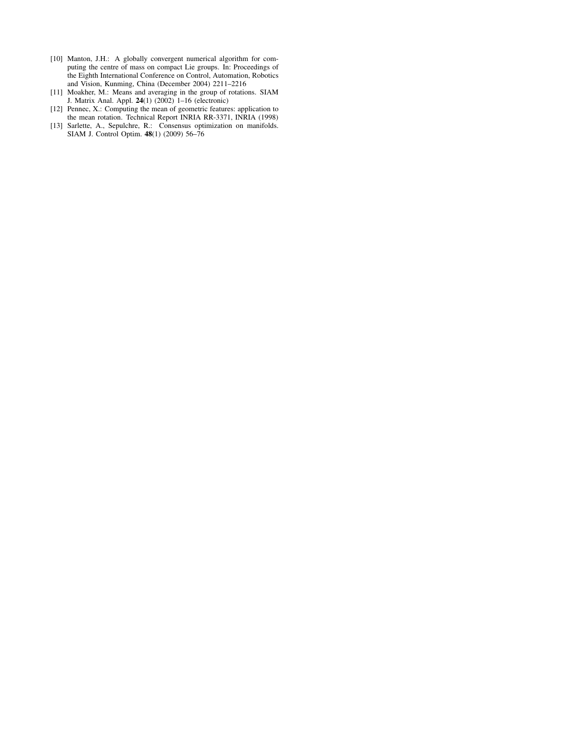[10] Manton, J.H.: A globally convergent numerical algorithm for computing the centre of mass on compact Lie groups. In: Proceedings of the Eighth International Conference on Control, Automation, Robotics and Vision, Kunming, China (December 2004) 2211–2216

[11] Moakher, M.: Means and averaging in the group of rotations. SIAM J. Matrix Anal. Appl. **24**(1) (2002) 1–16 (electronic)

[12] Pennec, X.: Computing the mean of geometric features: application to the mean rotation. Technical Report INRIA RR-3371, INRIA (1998)

[13] Sarlette, A., Sepulchre, R.: Consensus optimization on manifolds. SIAM J. Control Optim. **48**(1) (2009) 56–76